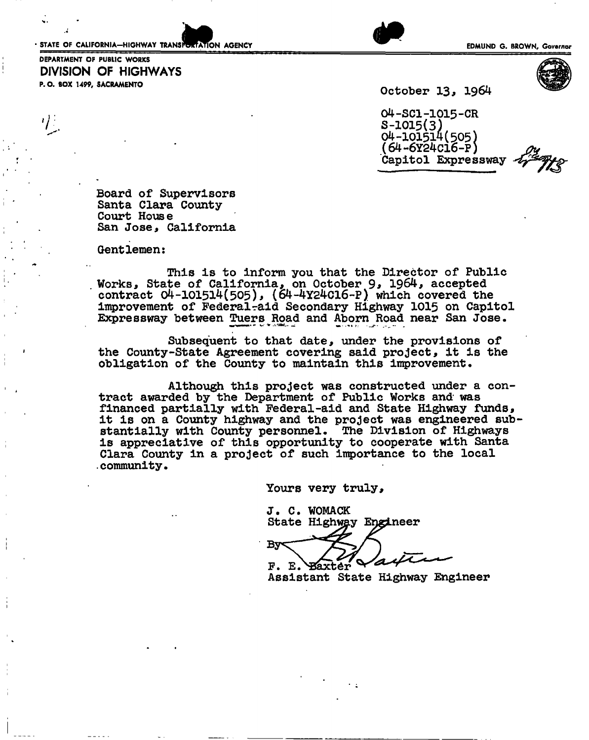STATE OF CALIFORNIA—HIGHWAY TRANSPORTATION AGENCY

EDMUND G. BROWN, Governor

DEPARTMENT OF PUBLIC WORKS

**DIVISION OF HIGHWAYS**

P. O. BOX 1499, SACRAMENTO

October 13, 1964

04-SCl-1015-CR
S-1015(3)
04-101514(505)
(64-6Y24C16-P)
Capitol Expressway

Board of Supervisors
Santa Clara County
Court House
San Jose, California

Gentlemen:

This is to inform you that the Director of Public Works, State of California, on October 9, 1964, accepted contract 04-101514(505), (64-4Y24C16-P) which covered the improvement of Federal-aid Secondary Highway 1015 on Capitol Expressway between Tuers Road and Aborn Road near San Jose.

Subsequent to that date, under the provisions of the County-State Agreement covering said project, it is the obligation of the County to maintain this improvement.

Although this project was constructed under a contract awarded by the Department of Public Works and was financed partially with Federal-aid and State Highway funds, it is on a County highway and the project was engineered substantially with County personnel. The Division of Highways is appreciative of this opportunity to cooperate with Santa Clara County in a project of such importance to the local community.

Yours very truly,

J. C. WOMACK
State Highway Engineer

By
F. E. Baxter
Assistant State Highway Engineer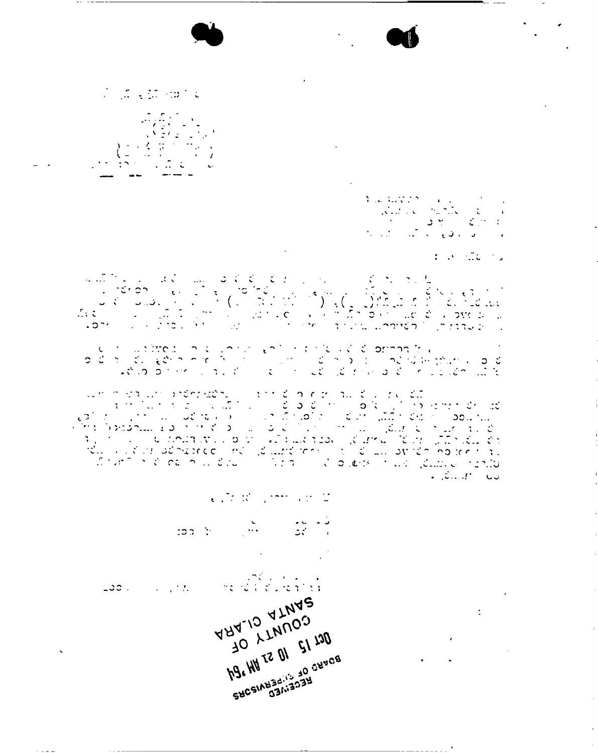RECEIVED
BOARD OF SUPERVISORS

OCT 15 10 21 AM '84

COUNTY OF
SANTA CLARA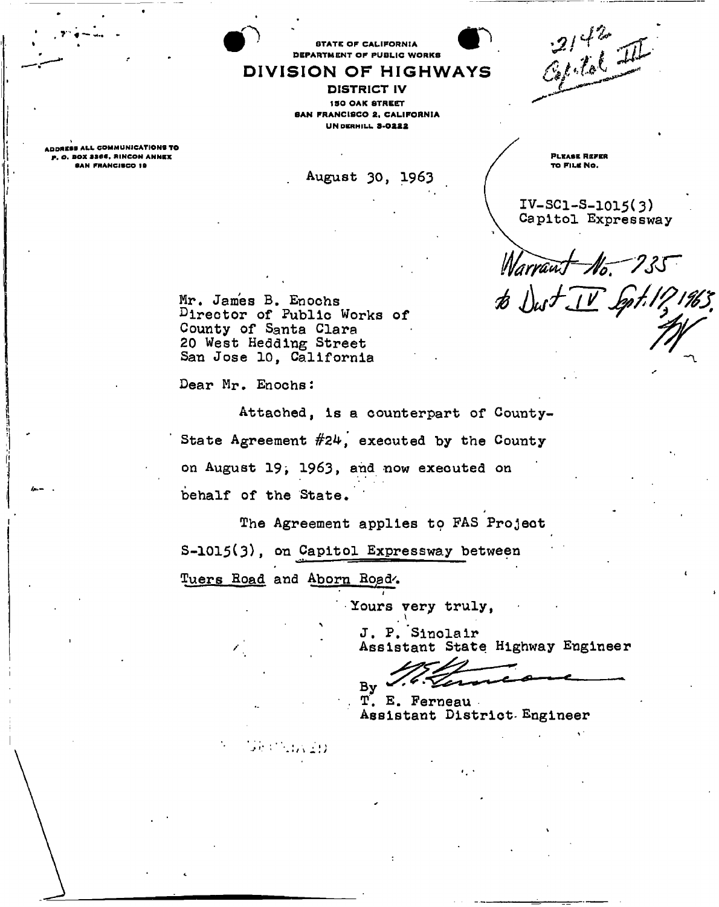STATE OF CALIFORNIA
DEPARTMENT OF PUBLIC WORKS

# DIVISION OF HIGHWAYS

**DISTRICT IV**
150 OAK STREET
SAN FRANCISCO 2, CALIFORNIA
UNDERHILL 3-0222

2142
Capitol III

ADDRESS ALL COMMUNICATIONS TO
P. O. BOX 3366, RINCON ANNEX
SAN FRANCISCO 19

PLEASE REFER TO FILE NO.

August 30, 1963

IV-SCl-S-1015(3)
Capitol Expressway

Warrant No. 735
to Dist IV Sept. 17, 1963.
TW

Mr. James B. Enochs
Director of Public Works of
County of Santa Clara
20 West Hedding Street
San Jose 10, California

Dear Mr. Enochs:

Attached, is a counterpart of County-State Agreement #24, executed by the County on August 19, 1963, and now executed on behalf of the State.

The Agreement applies to FAS Project S-1015(3), on Capitol Expressway between Tuers Road and Aborn Road.

Yours very truly,

J. P. Sinclair
Assistant State Highway Engineer

By T. E. Ferneau
T. E. Ferneau
Assistant District Engineer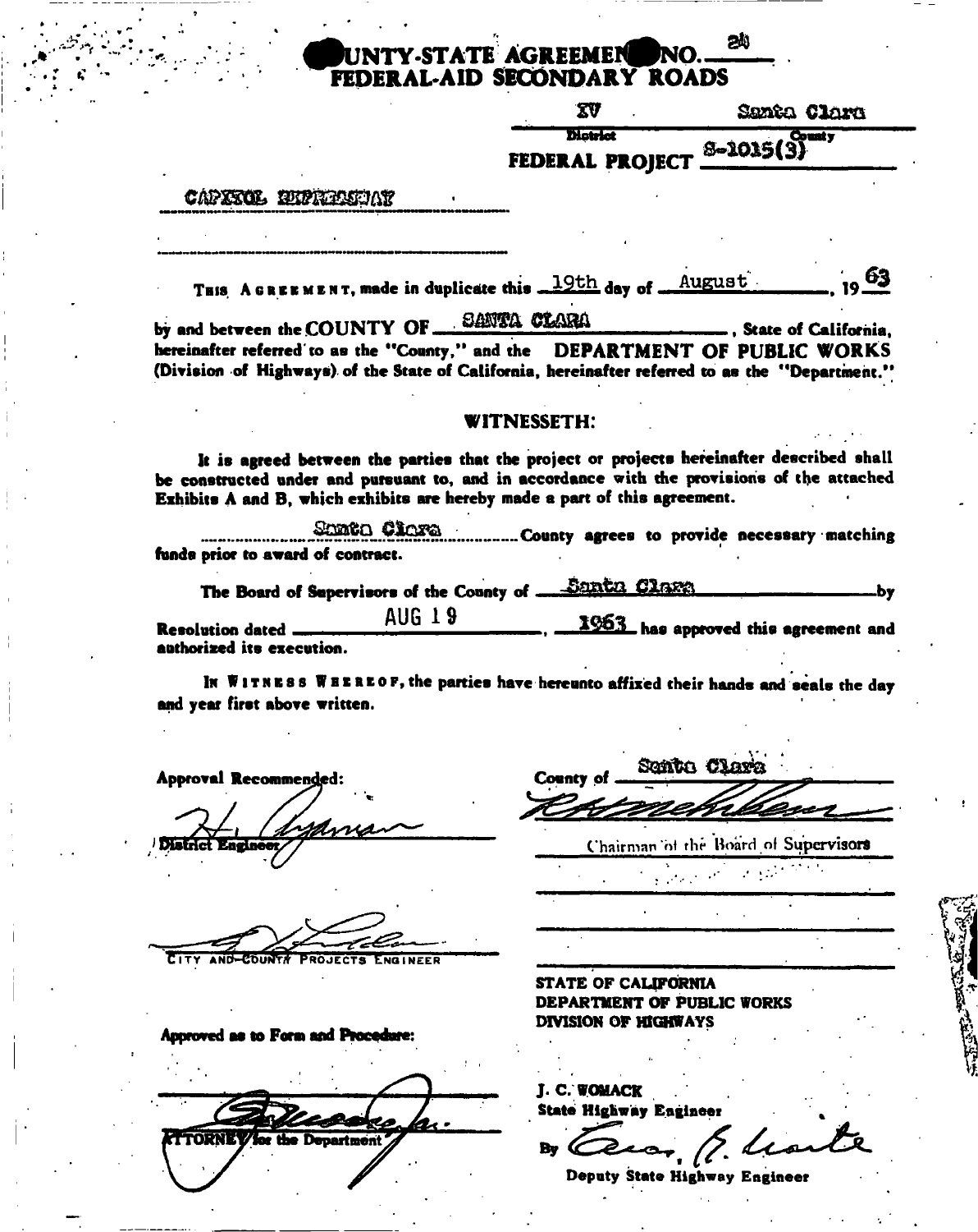# COUNTY-STATE AGREEMENT NO. 24
## FEDERAL-AID SECONDARY ROADS

| IV | Santa Clara |
|---|---|
| District | County |

FEDERAL PROJECT S-1015(3)

CAPITOL EXPRESSWAY

THIS AGREEMENT, made in duplicate this 19th day of August, 1963 by and between the COUNTY OF SANTA CLARA, State of California, hereinafter referred to as the "County," and the DEPARTMENT OF PUBLIC WORKS (Division of Highways) of the State of California, hereinafter referred to as the "Department."

### WITNESSETH:

It is agreed between the parties that the project or projects hereinafter described shall be constructed under and pursuant to, and in accordance with the provisions of the attached Exhibits A and B, which exhibits are hereby made a part of this agreement.

Santa Clara County agrees to provide necessary matching funds prior to award of contract.

The Board of Supervisors of the County of Santa Clara by Resolution dated AUG 19, 1963 has approved this agreement and authorized its execution.

IN WITNESS WHEREOF, the parties have hereunto affixed their hands and seals the day and year first above written.

Approval Recommended:

[signature]
District Engineer

[signature]
City and County Projects Engineer

Approved as to Form and Procedure:

[signature]
Attorney for the Department

County of Santa Clara

[signature]
Chairman of the Board of Supervisors

STATE OF CALIFORNIA
DEPARTMENT OF PUBLIC WORKS
DIVISION OF HIGHWAYS

J. C. WOMACK
State Highway Engineer

By [signature]
Deputy State Highway Engineer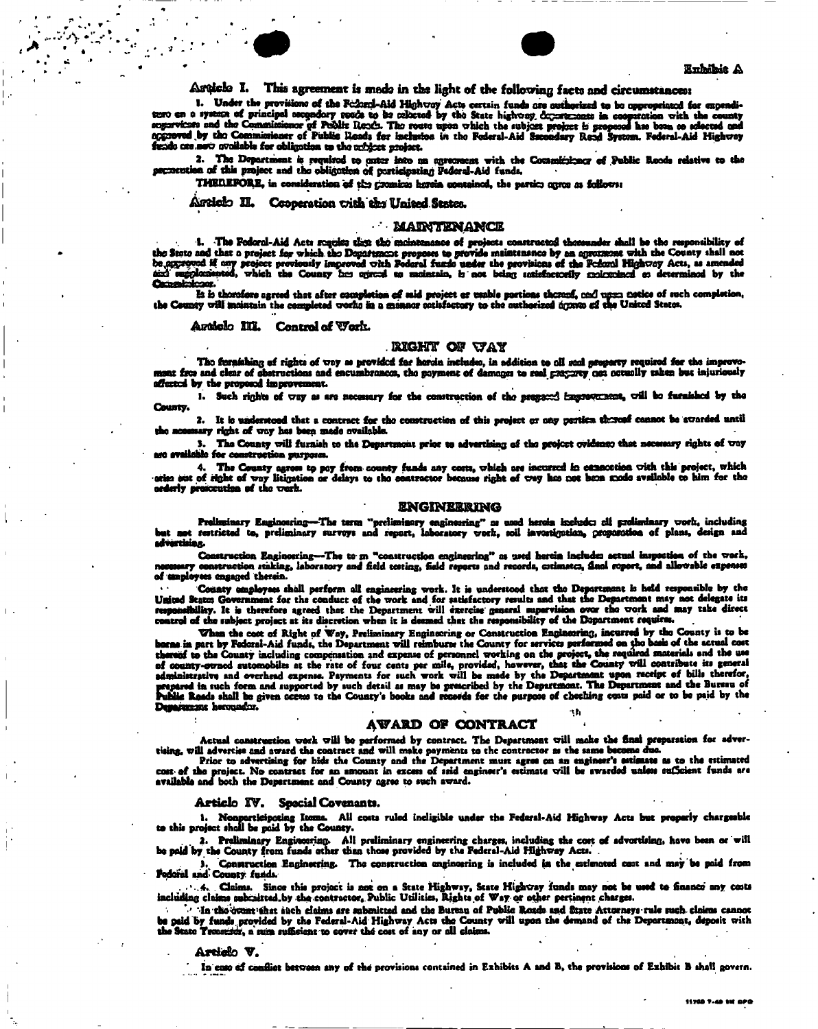Exhibit A

**Article I. This agreement is made in the light of the following facts and circumstances:**

1. Under the provisions of the Federal-Aid Highway Acts certain funds are authorized to be appropriated for expenditure on a system of principal secondary roads to be selected by the State highway departments in cooperation with the county supervisors and the Commissioner of Public Roads. The route upon which the subject project is proposed has been so selected and approved by the Commissioner of Public Roads for inclusion in the Federal-Aid Secondary Road System. Federal-Aid Highway funds are now available for obligation to the subject project.

2. The Department is required to enter into an agreement with the Commissioner of Public Roads relative to the prosecution of this project and the obligation of participating Federal-Aid funds.

THEREFORE, in consideration of the promises herein contained, the parties agree as follows:

**Article II. Cooperation with the United States.**

## MAINTENANCE

1. The Federal-Aid Acts require that the maintenance of projects constructed thereunder shall be the responsibility of the State and that a project for which the Department proposes to provide maintenance by an agreement with the County shall not be approved if any project previously improved with Federal funds under the provisions of the Federal Highway Acts, as amended and supplemented, which the County has agreed to maintain, is not being satisfactorily maintained as determined by the Commissioner.

It is therefore agreed that after completion of said project or usable portions thereof, and upon notice of such completion, the County will maintain the completed works in a manner satisfactory to the authorized agents of the United States.

**Article III. Control of Work.**

## RIGHT OF WAY

The furnishing of rights of way as provided for herein includes, in addition to all real property required for the improvement free and clear of obstructions and encumbrances, the payment of damages to real property not actually taken but injuriously affected by the proposed improvement.

1. Such rights of way as are necessary for the construction of the proposed improvement, will be furnished by the County.

2. It is understood that a contract for the construction of this project or any portion thereof cannot be awarded until the necessary right of way has been made available.

3. The County will furnish to the Department prior to advertising of the project evidence that necessary rights of way are available for construction purposes.

4. The County agrees to pay from county funds any costs, which are incurred in connection with this project, which arise out of right of way litigation or delays to the contractor because right of way has not been made available to him for the orderly prosecution of the work.

## ENGINEERING

Preliminary Engineering—The term "preliminary engineering" as used herein includes all preliminary work, including but not restricted to, preliminary surveys and report, laboratory work, soil investigation, preparation of plans, design and advertising.

Construction Engineering—The term "construction engineering" as used herein includes actual inspection of the work, necessary construction staking, laboratory and field testing, field reports and records, estimates, final report, and allowable expenses of employees engaged therein.

County employees shall perform all engineering work. It is understood that the Department is held responsible by the United States Government for the conduct of the work and for satisfactory results and that the Department may not delegate its responsibility. It is therefore agreed that the Department will exercise general supervision over the work and may take direct control of the subject project at its discretion when it is deemed that the responsibility of the Department requires.

When the cost of Right of Way, Preliminary Engineering or Construction Engineering, incurred by the County is to be borne in part by Federal-Aid funds, the Department will reimburse the County for services performed on the basis of the actual cost thereof to the County including compensation and expense of personnel working on the project, the required materials and the use of county-owned automobiles at the rate of four cents per mile, provided, however, that the County will contribute its general administrative and overhead expense. Payments for such work will be made by the Department upon receipt of bills therefor, prepared in such form and supported by such detail as may be prescribed by the Department. The Department and the Bureau of Public Roads shall be given access to the County's books and records for the purpose of checking costs paid or to be paid by the Department hereunder.

## AWARD OF CONTRACT

Actual construction work will be performed by contract. The Department will make the final preparation for advertising, will advertise and award the contract and will make payments to the contractor as the same become due.

Prior to advertising for bids the County and the Department must agree on an engineer's estimate as to the estimated cost of the project. No contract for an amount in excess of said engineer's estimate will be awarded unless sufficient funds are available and both the Department and County agree to such award.

**Article IV. Special Covenants.**

1. Nonparticipating Items. All costs ruled ineligible under the Federal-Aid Highway Acts but properly chargeable to this project shall be paid by the County.

2. Preliminary Engineering. All preliminary engineering charges, including the cost of advertising, have been or will be paid by the County from funds other than those provided by the Federal-Aid Highway Acts.

3. Construction Engineering. The construction engineering is included in the estimated cost and may be paid from Federal and County funds.

4. Claims. Since this project is not on a State Highway, State Highway funds may not be used to finance any costs including claims submitted by the contractor, Public Utilities, Rights of Way or other pertinent charges.

In the event that such claims are submitted and the Bureau of Public Roads and State Attorneys rule such claims cannot be paid by funds provided by the Federal-Aid Highway Acts the County will upon the demand of the Department, deposit with the State Treasurer, a sum sufficient to cover the cost of any or all claims.

**Article V.**

In case of conflict between any of the provisions contained in Exhibits A and B, the provisions of Exhibit B shall govern.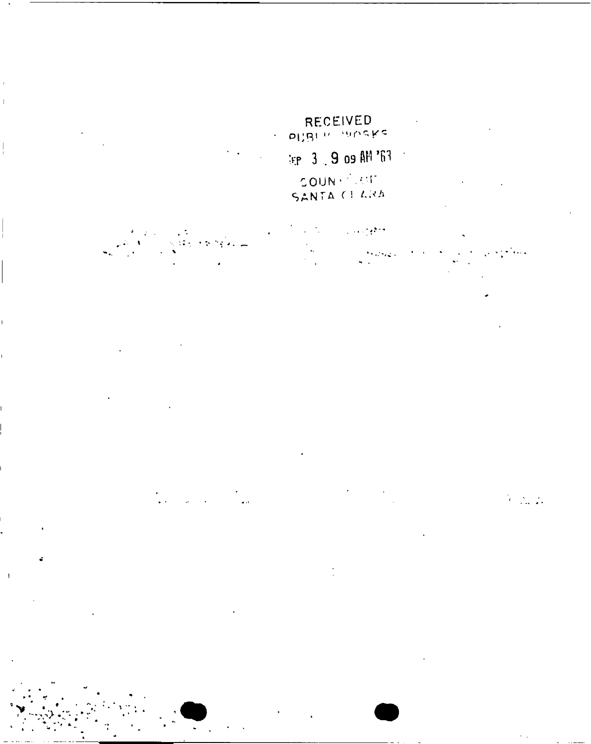RECEIVED
PUBLIC WORKS
SEP 3 9 09 AM '63
COUNTY OF
SANTA CLARA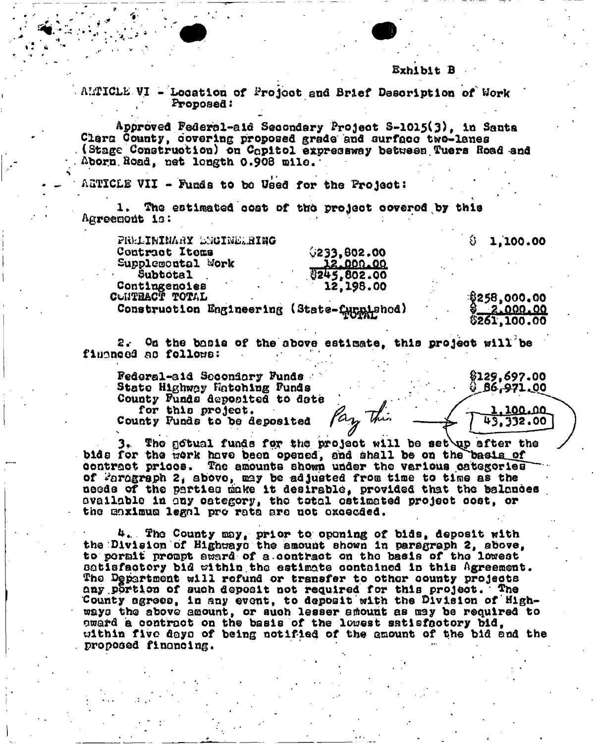Exhibit B

ARTICLE VI - Location of Project and Brief Description of Work Proposed:

Approved Federal-aid Secondary Project S-1015(3), in Santa Clara County, covering proposed grade and surface two-lanes (Stage Construction) on Capitol expressway between Tuers Road and Aborn Road, net length 0.908 mile.

ARTICLE VII - Funds to be Used for the Project:

1. The estimated cost of the project covered by this Agreement is:

| | | |
|---|---|---|
| PRELIMINARY ENGINEERING | | $ 1,100.00 |
| Contract Items | $233,802.00 | |
| Supplemental Work | 12,000.00 | |
| Subtotal | $245,802.00 | |
| Contingencies | 12,198.00 | |
| CONTRACT TOTAL | | $258,000.00 |
| Construction Engineering (State-furnished) | | $ 2,000.00 |
| TOTAL | | $261,100.00 |

2. On the basis of the above estimate, this project will be financed as follows:

| | |
|---|---|
| Federal-aid Secondary Funds | $129,697.00 |
| State Highway Matching Funds | $ 86,971.00 |
| County Funds deposited to date for this project. | 1,100.00 |
| County Funds to be deposited *Pay this* → | 43,332.00 |

3. The actual funds for the project will be set up after the bids for the work have been opened, and shall be on the basis of contract prices. The amounts shown under the various categories of Paragraph 2, above, may be adjusted from time to time as the needs of the parties make it desirable, provided that the balances available in any category, the total estimated project cost, or the maximum legal pro rata are not exceeded.

4. The County may, prior to opening of bids, deposit with the Division of Highways the amount shown in paragraph 2, above, to permit prompt award of a contract on the basis of the lowest satisfactory bid within the estimate contained in this Agreement. The Department will refund or transfer to other county projects any portion of such deposit not required for this project. The County agrees, in any event, to deposit with the Division of Highways the above amount, or such lesser amount as may be required to award a contract on the basis of the lowest satisfactory bid, within five days of being notified of the amount of the bid and the proposed financing.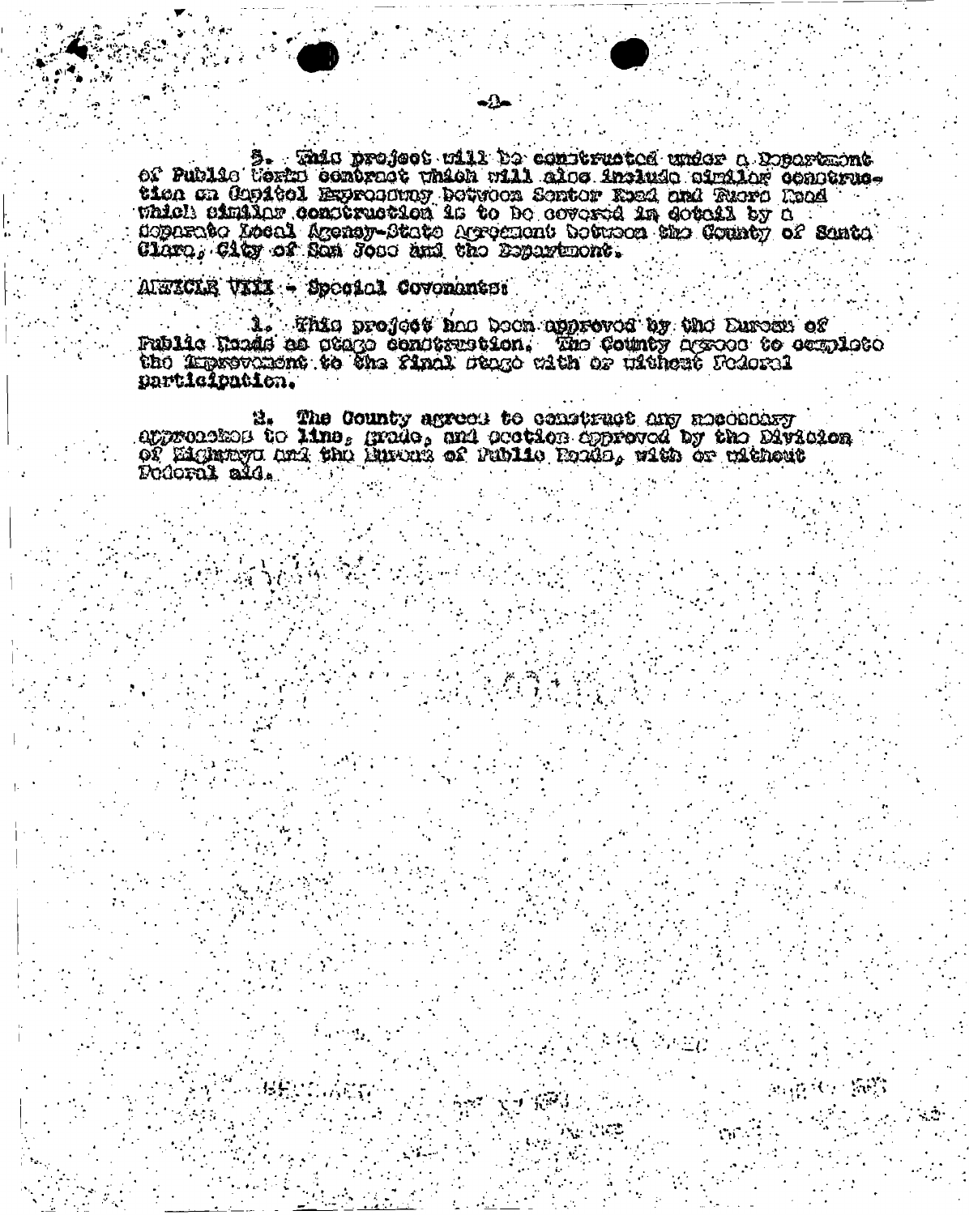5. This project will be constructed under a Department of Public Works contract which will also include similar construction on Capitol Expressway between Senter Road and Tuers Road which similar construction is to be covered in detail by a separate Local Agency-State Agreement between the County of Santa Clara, City of San Jose and the Department.

ARTICLE VIII - Special Covenants:

1. This project has been approved by the Bureau of Public Roads as stage construction. The County agrees to complete the improvement to the final stage with or without Federal participation.

2. The County agrees to construct any necessary approaches to line, grade, and section approved by the Division of Highways and the Bureau of Public Roads, with or without Federal aid.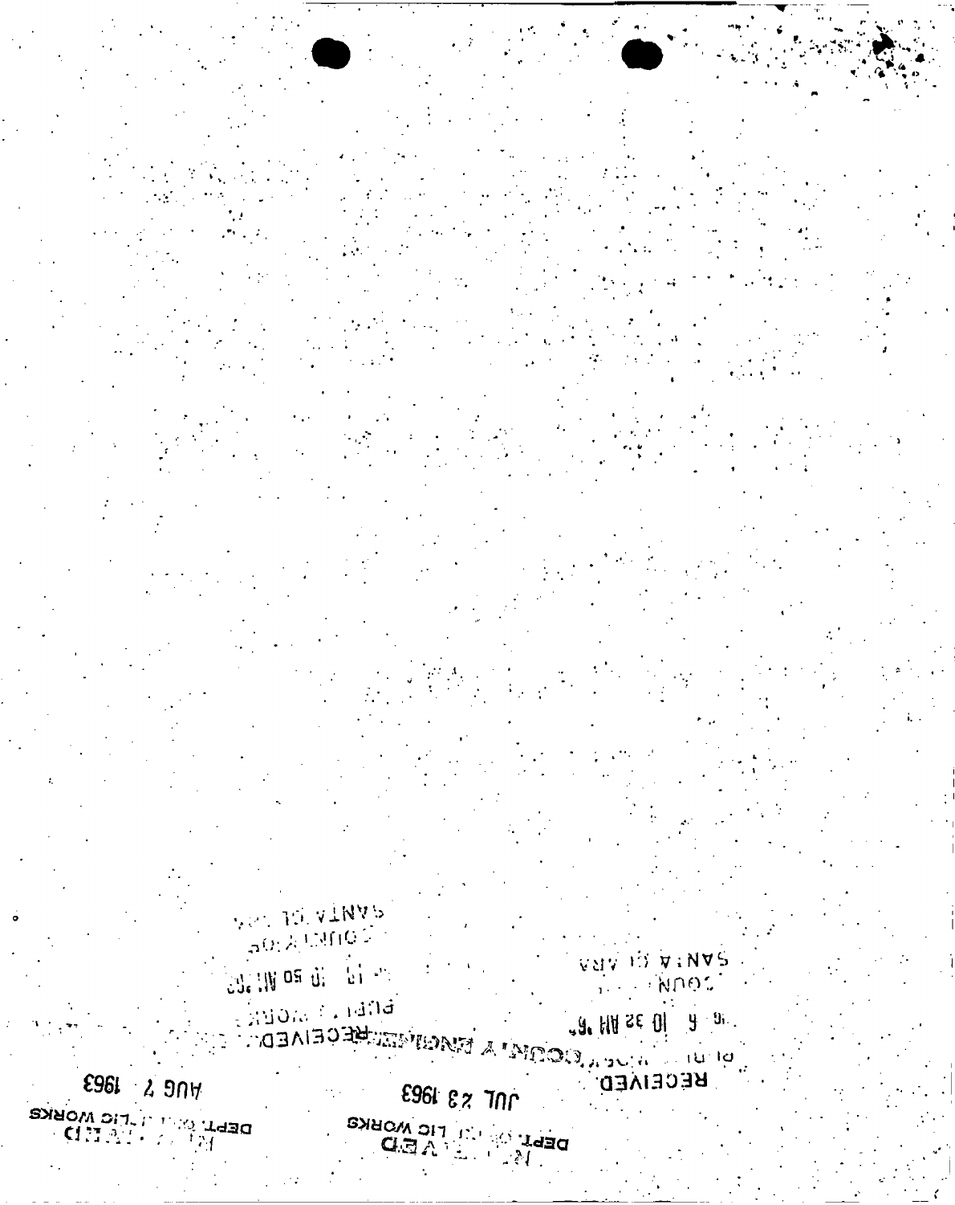RECEIVED
DEPT. OF PUBLIC WORKS
JUL 23 1963

RECEIVED
DEPT. OF PUBLIC WORKS
AUG 7 1963

RECEIVED
COUNTY ENGINEER
SANTA CLARA COUNTY
10 35 AM '63

RECEIVED
PUBLIC WORKS
SANTA CLARA COUNTY
10 50 AM '63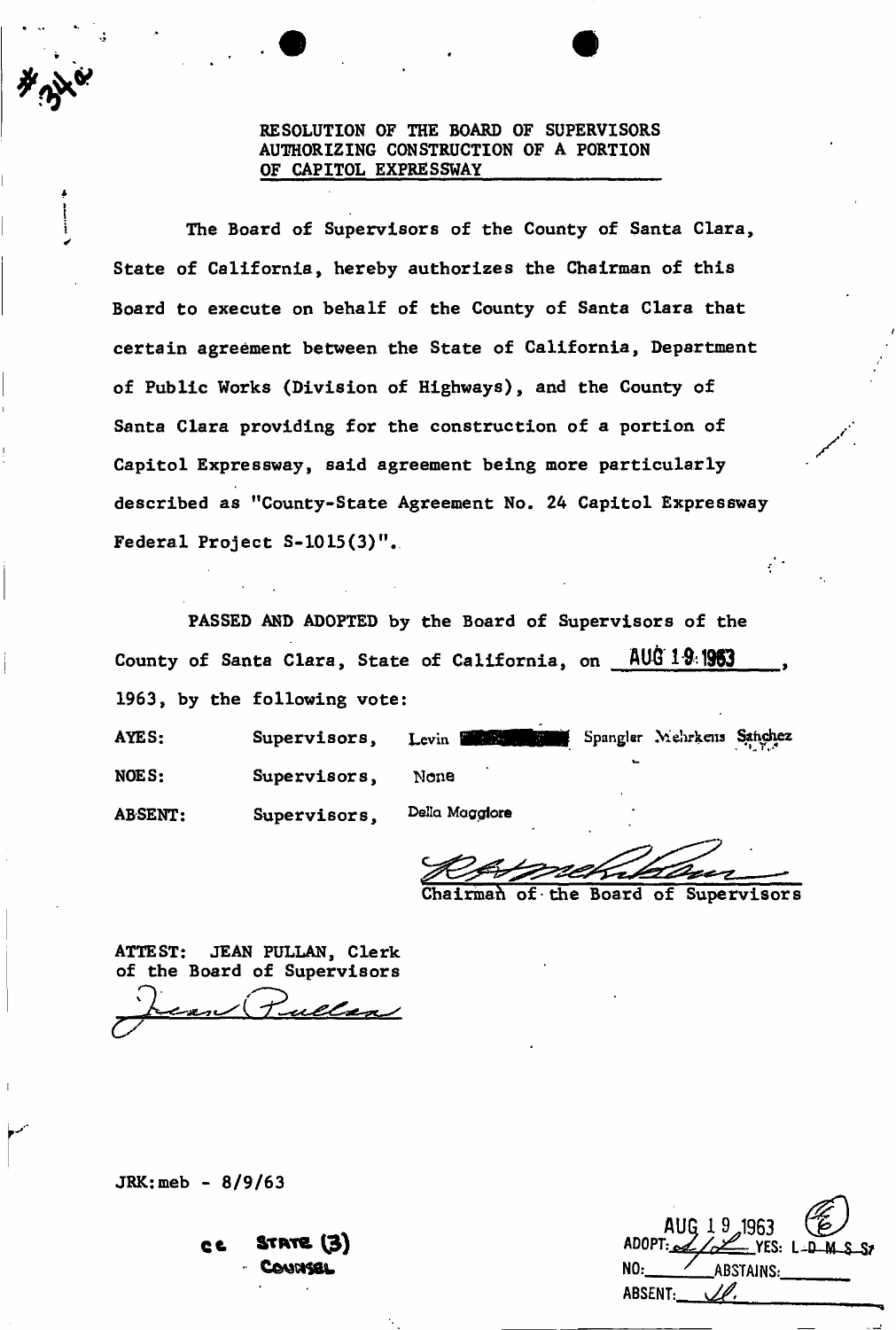#34e

RESOLUTION OF THE BOARD OF SUPERVISORS AUTHORIZING CONSTRUCTION OF A PORTION OF CAPITOL EXPRESSWAY

The Board of Supervisors of the County of Santa Clara, State of California, hereby authorizes the Chairman of this Board to execute on behalf of the County of Santa Clara that certain agreement between the State of California, Department of Public Works (Division of Highways), and the County of Santa Clara providing for the construction of a portion of Capitol Expressway, said agreement being more particularly described as "County-State Agreement No. 24 Capitol Expressway Federal Project S-1015(3)".

PASSED AND ADOPTED by the Board of Supervisors of the County of Santa Clara, State of California, on AUG 19 1963, 1963, by the following vote:

AYES: Supervisors, Levin [redacted] Spangler Mehrkens Sanchez

NOES: Supervisors, None

ABSENT: Supervisors, Della Maggiore

Chairman of the Board of Supervisors

ATTEST: JEAN PULLAN, Clerk of the Board of Supervisors

JRK:meb - 8/9/63

cc State (3)
Counsel

AUG 19 1963
ADOPT: ✓ YES: L-D-M-S-S
NO: ✓ ABSTAINS:
ABSENT: DM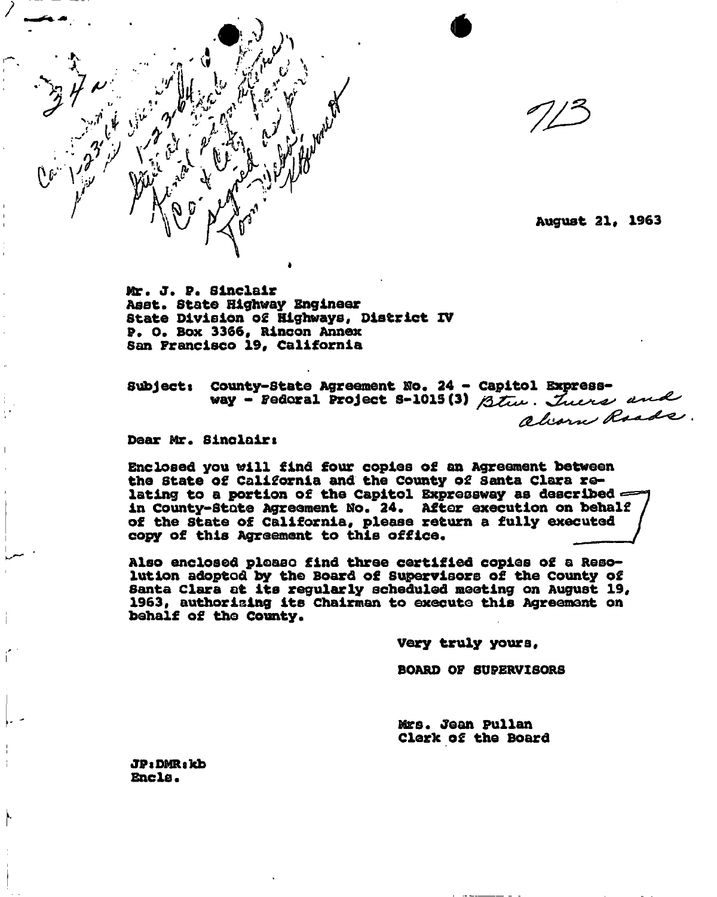713

August 21, 1963

Mr. J. P. Sinclair
Asst. State Highway Engineer
State Division of Highways, District IV
P. O. Box 3366, Rincon Annex
San Francisco 19, California

Subject: County-State Agreement No. 24 - Capitol Expressway - Federal Project S-1015(3) *Btw. Tuers and Aborn Roads.*

Dear Mr. Sinclair:

Enclosed you will find four copies of an Agreement between the State of California and the County of Santa Clara relating to a portion of the Capitol Expressway as described in County-State Agreement No. 24. After execution on behalf of the State of California, please return a fully executed copy of this Agreement to this office.

Also enclosed please find three certified copies of a Resolution adopted by the Board of Supervisors of the County of Santa Clara at its regularly scheduled meeting on August 19, 1963, authorizing its Chairman to execute this Agreement on behalf of the County.

Very truly yours,

BOARD OF SUPERVISORS

Mrs. Jean Pullan
Clerk of the Board

JP:DMR:kb
Encls.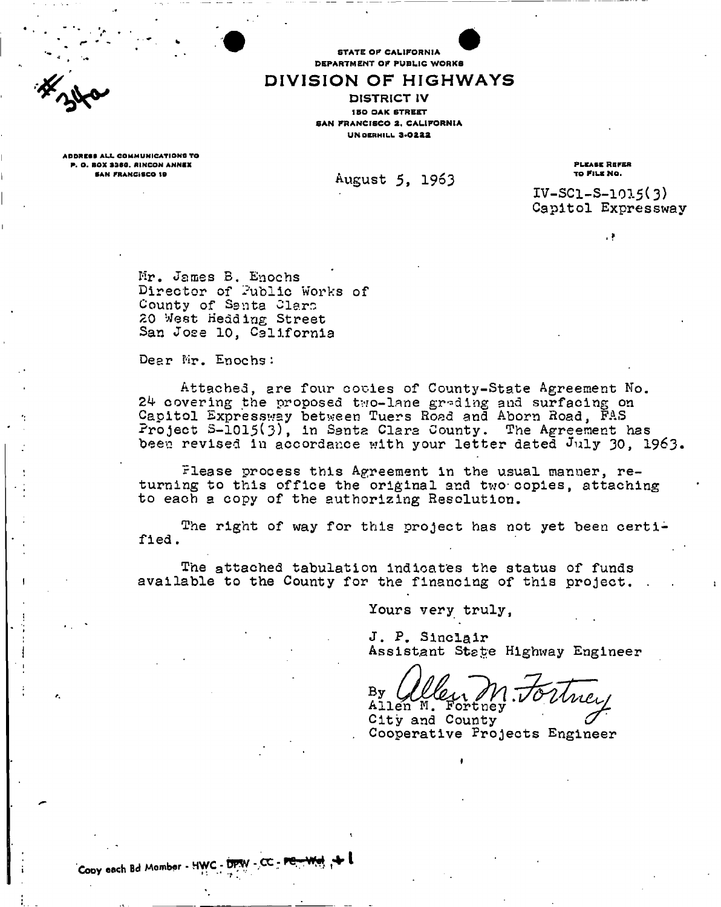#34a

STATE OF CALIFORNIA
DEPARTMENT OF PUBLIC WORKS

# DIVISION OF HIGHWAYS

DISTRICT IV
150 OAK STREET
SAN FRANCISCO 2, CALIFORNIA
UNDERHILL 3-0222

ADDRESS ALL COMMUNICATIONS TO
P. O. BOX 3366, RINCON ANNEX
SAN FRANCISCO 19

August 5, 1963

PLEASE REFER
TO FILE NO.

IV-SCl-S-1015(3)
Capitol Expressway

Mr. James B. Enochs
Director of Public Works of
County of Santa Clara
20 West Hedding Street
San Jose 10, California

Dear Mr. Enochs:

Attached, are four copies of County-State Agreement No. 24 covering the proposed two-lane grading and surfacing on Capitol Expressway between Tuers Road and Aborn Road, FAS Project S-1015(3), in Santa Clara County. The Agreement has been revised in accordance with your letter dated July 30, 1963.

Please process this Agreement in the usual manner, returning to this office the original and two copies, attaching to each a copy of the authorizing Resolution.

The right of way for this project has not yet been certified.

The attached tabulation indicates the status of funds available to the County for the financing of this project.

Yours very truly,

J. P. Sinclair
Assistant State Highway Engineer

By Allen M. Fortney
Allen M. Fortney
City and County
Cooperative Projects Engineer

Copy each Bd Member - HWC - DPW - CC - PE - Wel + 1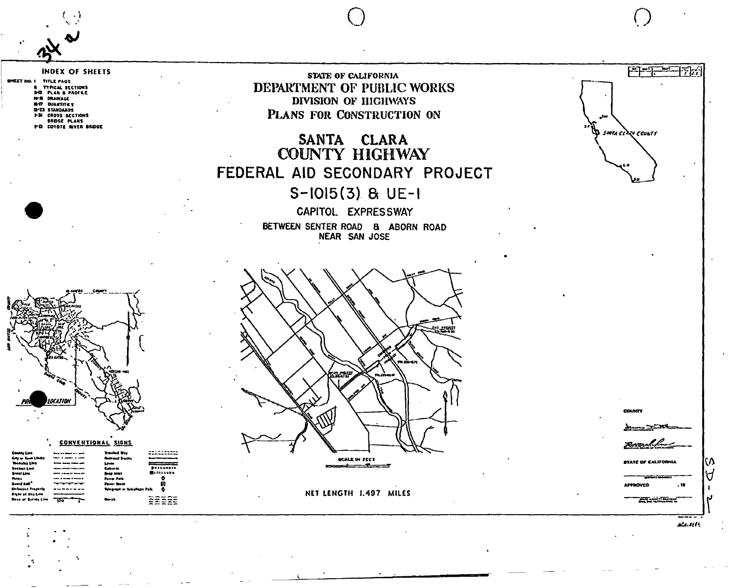## INDEX OF SHEETS

SHEET NO. 1 TITLE PAGE
2 TYPICAL SECTIONS
3-13 PLAN & PROFILE
14-15 DRAINAGE
16-17 QUANTITIES
18-23 STANDARDS
1-31 CROSS SECTIONS
BRIDGE PLANS
1-13 COYOTE RIVER BRIDGE

STATE OF CALIFORNIA

# DEPARTMENT OF PUBLIC WORKS

## DIVISION OF HIGHWAYS

## PLANS FOR CONSTRUCTION ON

# SANTA CLARA COUNTY HIGHWAY

# FEDERAL AID SECONDARY PROJECT

# S-1015(3) & UE-1

## CAPITOL EXPRESSWAY

BETWEEN SENTER ROAD & ABORN ROAD
NEAR SAN JOSE

SANTA CLARA COUNTY

PROJECT LOCATION

SCALE IN FEET

NET LENGTH 1.497 MILES

### CONVENTIONAL SIGNS

| | |
|---|---|
| County Line | Traveled Way |
| City or Town Limits | Railroad Tracks |
| Township Line | Levee |
| Section Line | Culverts |
| Grant Line | Drop Inlet |
| Fence | Power Pole |
| Guard Rail | Power Tower |
| Unfenced Property | Telegraph or Telephone Pole |
| Right of Way Line | Marsh |
| Base of Survey Line | |

COUNTY

STATE OF CALIFORNIA

APPROVED .19

SD-2